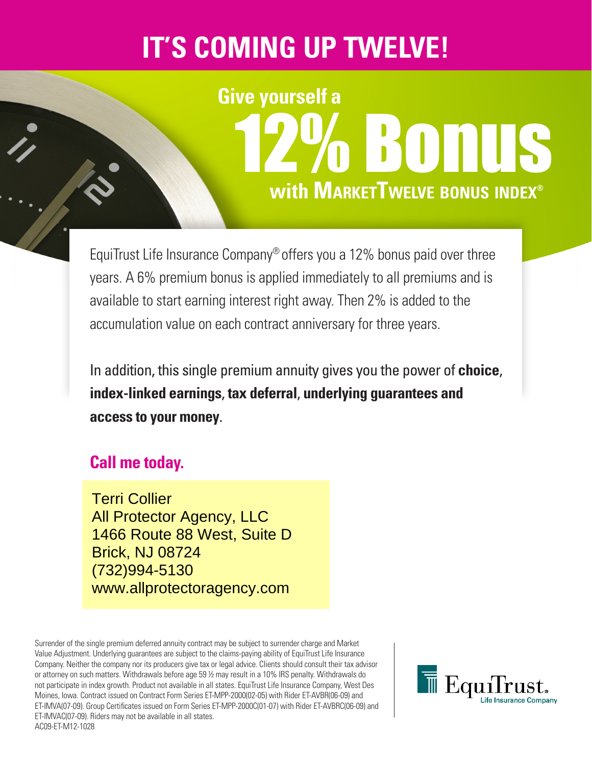# IT'S COMING UP TWELVE!

## Give yourself a 12% Bonus with MarketTwelve Bonus Index®

EquiTrust Life Insurance Company® offers you a 12% bonus paid over three years. A 6% premium bonus is applied immediately to all premiums and is available to start earning interest right away. Then 2% is added to the accumulation value on each contract anniversary for three years.

In addition, this single premium annuity gives you the power of **choice**, **index-linked earnings**, **tax deferral**, **underlying guarantees and access to your money**.

**Call me today.**

Terri Collier
All Protector Agency, LLC
1466 Route 88 West, Suite D
Brick, NJ 08724
(732)994-5130
www.allprotectoragency.com

Surrender of the single premium deferred annuity contract may be subject to surrender charge and Market Value Adjustment. Underlying guarantees are subject to the claims-paying ability of EquiTrust Life Insurance Company. Neither the company nor its producers give tax or legal advice. Clients should consult their tax advisor or attorney on such matters. Withdrawals before age 59 ½ may result in a 10% IRS penalty. Withdrawals do not participate in index growth. Product not available in all states. EquiTrust Life Insurance Company, West Des Moines, Iowa. Contract issued on Contract Form Series ET-MPP-2000(02-05) with Rider ET-AVBR(06-09) and ET-IMVA(07-09). Group Certificates issued on Form Series ET-MPP-2000C(01-07) with Rider ET-AVBRC(06-09) and ET-IMVAC(07-09). Riders may not be available in all states.
AC09-ET-M12-1028

EquiTrust. Life Insurance Company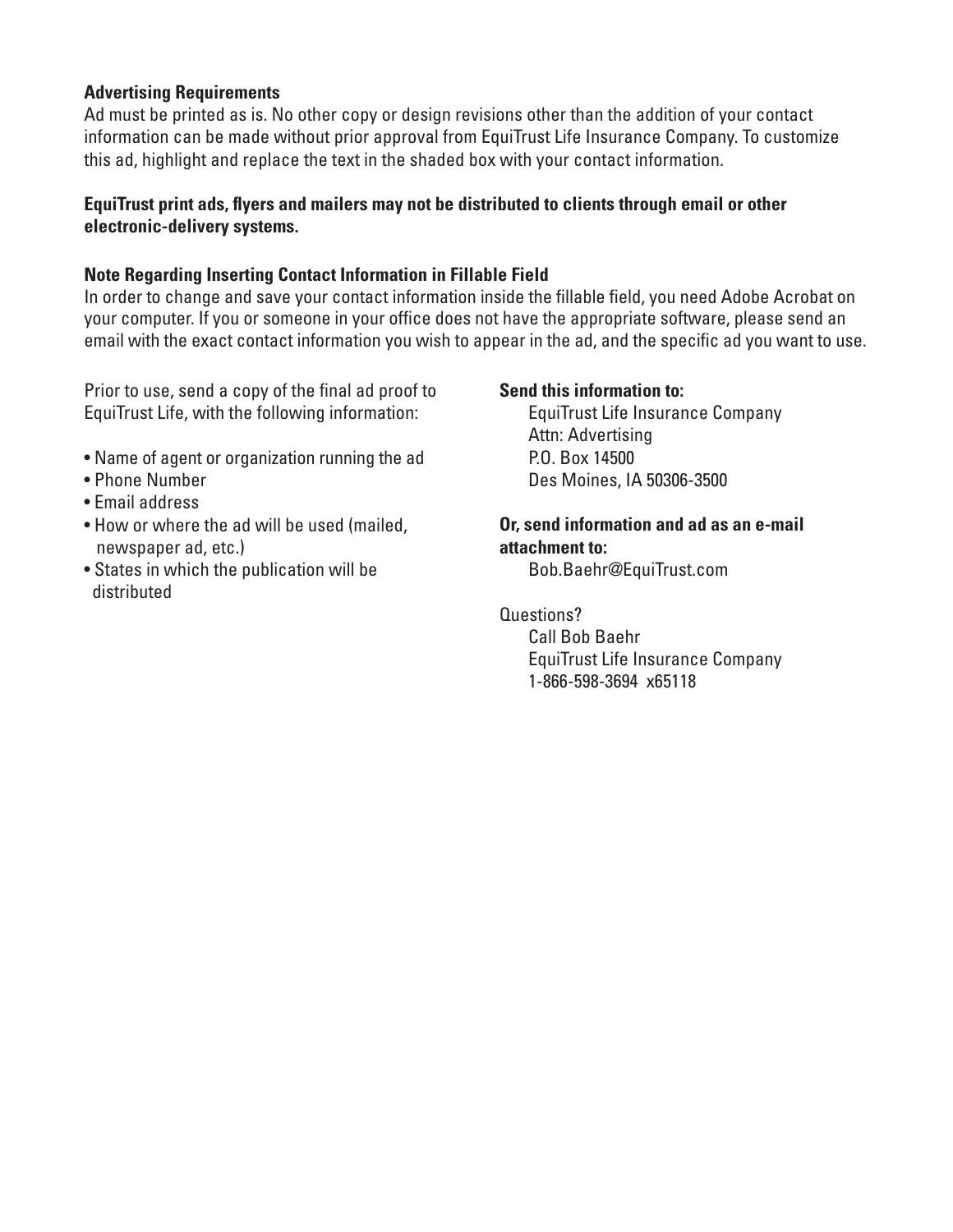**Advertising Requirements**

Ad must be printed as is. No other copy or design revisions other than the addition of your contact information can be made without prior approval from EquiTrust Life Insurance Company. To customize this ad, highlight and replace the text in the shaded box with your contact information.

**EquiTrust print ads, flyers and mailers may not be distributed to clients through email or other electronic-delivery systems.**

**Note Regarding Inserting Contact Information in Fillable Field**

In order to change and save your contact information inside the fillable field, you need Adobe Acrobat on your computer. If you or someone in your office does not have the appropriate software, please send an email with the exact contact information you wish to appear in the ad, and the specific ad you want to use.

Prior to use, send a copy of the final ad proof to EquiTrust Life, with the following information:

- Name of agent or organization running the ad
- Phone Number
- Email address
- How or where the ad will be used (mailed, newspaper ad, etc.)
- States in which the publication will be distributed

**Send this information to:**

EquiTrust Life Insurance Company
Attn: Advertising
P.O. Box 14500
Des Moines, IA 50306-3500

**Or, send information and ad as an e-mail attachment to:**

Bob.Baehr@EquiTrust.com

Questions?

Call Bob Baehr
EquiTrust Life Insurance Company
1-866-598-3694 x65118